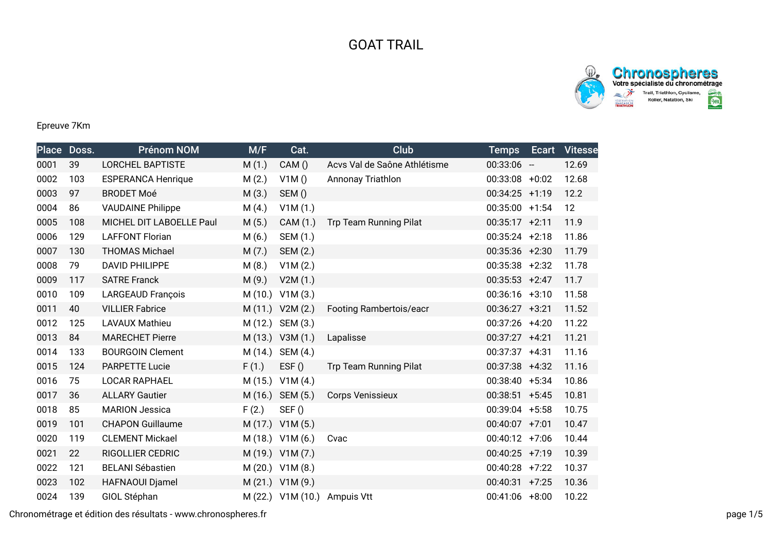# GOAT TRAIL

Epreuve 7Km

| Place | Doss. | Prénom NOM | M/F | Cat. | Club | Temps | Ecart | Vitesse |
|---|---|---|---|---|---|---|---|---|
| 0001 | 39 | LORCHEL BAPTISTE | M (1.) | CAM () | Acvs Val de Saône Athlétisme | 00:33:06 | -- | 12.69 |
| 0002 | 103 | ESPERANCA Henrique | M (2.) | V1M () | Annonay Triathlon | 00:33:08 | +0:02 | 12.68 |
| 0003 | 97 | BRODET Moé | M (3.) | SEM () | | 00:34:25 | +1:19 | 12.2 |
| 0004 | 86 | VAUDAINE Philippe | M (4.) | V1M (1.) | | 00:35:00 | +1:54 | 12 |
| 0005 | 108 | MICHEL DIT LABOELLE Paul | M (5.) | CAM (1.) | Trp Team Running Pilat | 00:35:17 | +2:11 | 11.9 |
| 0006 | 129 | LAFFONT Florian | M (6.) | SEM (1.) | | 00:35:24 | +2:18 | 11.86 |
| 0007 | 130 | THOMAS Michael | M (7.) | SEM (2.) | | 00:35:36 | +2:30 | 11.79 |
| 0008 | 79 | DAVID PHILIPPE | M (8.) | V1M (2.) | | 00:35:38 | +2:32 | 11.78 |
| 0009 | 117 | SATRE Franck | M (9.) | V2M (1.) | | 00:35:53 | +2:47 | 11.7 |
| 0010 | 109 | LARGEAUD François | M (10.) | V1M (3.) | | 00:36:16 | +3:10 | 11.58 |
| 0011 | 40 | VILLIER Fabrice | M (11.) | V2M (2.) | Footing Rambertois/eacr | 00:36:27 | +3:21 | 11.52 |
| 0012 | 125 | LAVAUX Mathieu | M (12.) | SEM (3.) | | 00:37:26 | +4:20 | 11.22 |
| 0013 | 84 | MARECHET Pierre | M (13.) | V3M (1.) | Lapalisse | 00:37:27 | +4:21 | 11.21 |
| 0014 | 133 | BOURGOIN Clement | M (14.) | SEM (4.) | | 00:37:37 | +4:31 | 11.16 |
| 0015 | 124 | PARPETTE Lucie | F (1.) | ESF () | Trp Team Running Pilat | 00:37:38 | +4:32 | 11.16 |
| 0016 | 75 | LOCAR RAPHAEL | M (15.) | V1M (4.) | | 00:38:40 | +5:34 | 10.86 |
| 0017 | 36 | ALLARY Gautier | M (16.) | SEM (5.) | Corps Venissieux | 00:38:51 | +5:45 | 10.81 |
| 0018 | 85 | MARION Jessica | F (2.) | SEF () | | 00:39:04 | +5:58 | 10.75 |
| 0019 | 101 | CHAPON Guillaume | M (17.) | V1M (5.) | | 00:40:07 | +7:01 | 10.47 |
| 0020 | 119 | CLEMENT Mickael | M (18.) | V1M (6.) | Cvac | 00:40:12 | +7:06 | 10.44 |
| 0021 | 22 | RIGOLLIER CEDRIC | M (19.) | V1M (7.) | | 00:40:25 | +7:19 | 10.39 |
| 0022 | 121 | BELANI Sébastien | M (20.) | V1M (8.) | | 00:40:28 | +7:22 | 10.37 |
| 0023 | 102 | HAFNAOUI Djamel | M (21.) | V1M (9.) | | 00:40:31 | +7:25 | 10.36 |
| 0024 | 139 | GIOL Stéphan | M (22.) | V1M (10.) | Ampuis Vtt | 00:41:06 | +8:00 | 10.22 |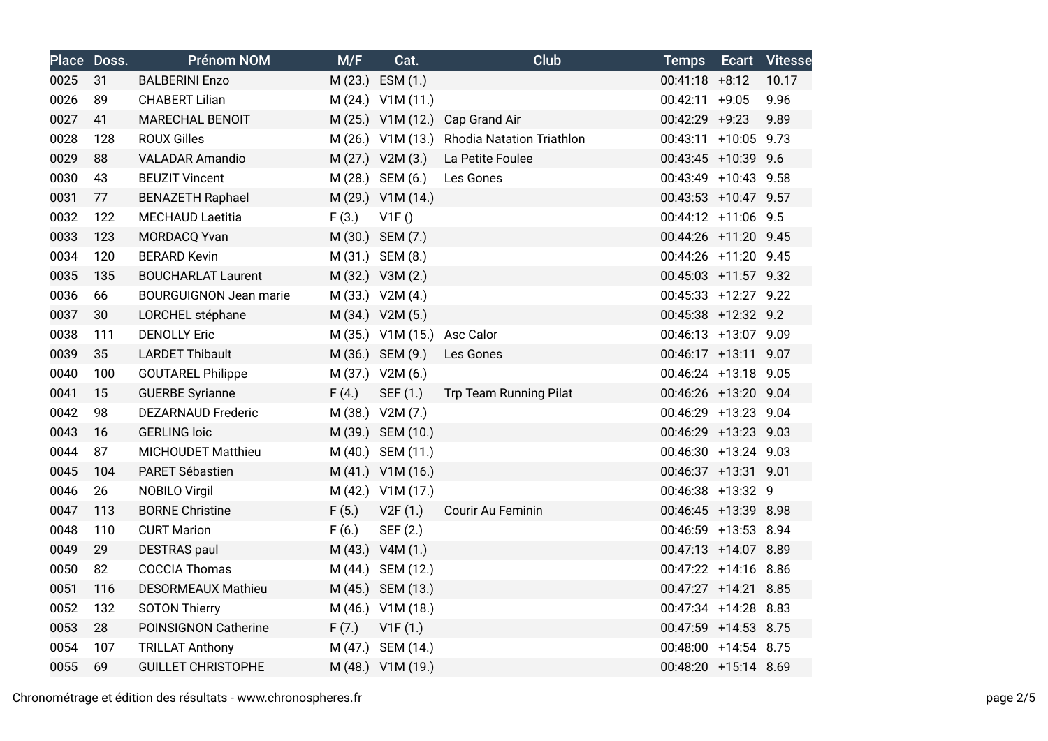| Place | Doss. | Prénom NOM | M/F | Cat. | Club | Temps | Ecart | Vitesse |
|---|---|---|---|---|---|---|---|---|
| 0025 | 31 | BALBERINI Enzo | M (23.) | ESM (1.) | | 00:41:18 | +8:12 | 10.17 |
| 0026 | 89 | CHABERT Lilian | M (24.) | V1M (11.) | | 00:42:11 | +9:05 | 9.96 |
| 0027 | 41 | MARECHAL BENOIT | M (25.) | V1M (12.) | Cap Grand Air | 00:42:29 | +9:23 | 9.89 |
| 0028 | 128 | ROUX Gilles | M (26.) | V1M (13.) | Rhodia Natation Triathlon | 00:43:11 | +10:05 | 9.73 |
| 0029 | 88 | VALADAR Amandio | M (27.) | V2M (3.) | La Petite Foulee | 00:43:45 | +10:39 | 9.6 |
| 0030 | 43 | BEUZIT Vincent | M (28.) | SEM (6.) | Les Gones | 00:43:49 | +10:43 | 9.58 |
| 0031 | 77 | BENAZETH Raphael | M (29.) | V1M (14.) | | 00:43:53 | +10:47 | 9.57 |
| 0032 | 122 | MECHAUD Laetitia | F (3.) | V1F () | | 00:44:12 | +11:06 | 9.5 |
| 0033 | 123 | MORDACQ Yvan | M (30.) | SEM (7.) | | 00:44:26 | +11:20 | 9.45 |
| 0034 | 120 | BERARD Kevin | M (31.) | SEM (8.) | | 00:44:26 | +11:20 | 9.45 |
| 0035 | 135 | BOUCHARLAT Laurent | M (32.) | V3M (2.) | | 00:45:03 | +11:57 | 9.32 |
| 0036 | 66 | BOURGUIGNON Jean marie | M (33.) | V2M (4.) | | 00:45:33 | +12:27 | 9.22 |
| 0037 | 30 | LORCHEL stéphane | M (34.) | V2M (5.) | | 00:45:38 | +12:32 | 9.2 |
| 0038 | 111 | DENOLLY Eric | M (35.) | V1M (15.) | Asc Calor | 00:46:13 | +13:07 | 9.09 |
| 0039 | 35 | LARDET Thibault | M (36.) | SEM (9.) | Les Gones | 00:46:17 | +13:11 | 9.07 |
| 0040 | 100 | GOUTAREL Philippe | M (37.) | V2M (6.) | | 00:46:24 | +13:18 | 9.05 |
| 0041 | 15 | GUERBE Syrianne | F (4.) | SEF (1.) | Trp Team Running Pilat | 00:46:26 | +13:20 | 9.04 |
| 0042 | 98 | DEZARNAUD Frederic | M (38.) | V2M (7.) | | 00:46:29 | +13:23 | 9.04 |
| 0043 | 16 | GERLING loic | M (39.) | SEM (10.) | | 00:46:29 | +13:23 | 9.03 |
| 0044 | 87 | MICHOUDET Matthieu | M (40.) | SEM (11.) | | 00:46:30 | +13:24 | 9.03 |
| 0045 | 104 | PARET Sébastien | M (41.) | V1M (16.) | | 00:46:37 | +13:31 | 9.01 |
| 0046 | 26 | NOBILO Virgil | M (42.) | V1M (17.) | | 00:46:38 | +13:32 | 9 |
| 0047 | 113 | BORNE Christine | F (5.) | V2F (1.) | Courir Au Feminin | 00:46:45 | +13:39 | 8.98 |
| 0048 | 110 | CURT Marion | F (6.) | SEF (2.) | | 00:46:59 | +13:53 | 8.94 |
| 0049 | 29 | DESTRAS paul | M (43.) | V4M (1.) | | 00:47:13 | +14:07 | 8.89 |
| 0050 | 82 | COCCIA Thomas | M (44.) | SEM (12.) | | 00:47:22 | +14:16 | 8.86 |
| 0051 | 116 | DESORMEAUX Mathieu | M (45.) | SEM (13.) | | 00:47:27 | +14:21 | 8.85 |
| 0052 | 132 | SOTON Thierry | M (46.) | V1M (18.) | | 00:47:34 | +14:28 | 8.83 |
| 0053 | 28 | POINSIGNON Catherine | F (7.) | V1F (1.) | | 00:47:59 | +14:53 | 8.75 |
| 0054 | 107 | TRILLAT Anthony | M (47.) | SEM (14.) | | 00:48:00 | +14:54 | 8.75 |
| 0055 | 69 | GUILLET CHRISTOPHE | M (48.) | V1M (19.) | | 00:48:20 | +15:14 | 8.69 |

Chronométrage et édition des résultats - www.chronospheres.fr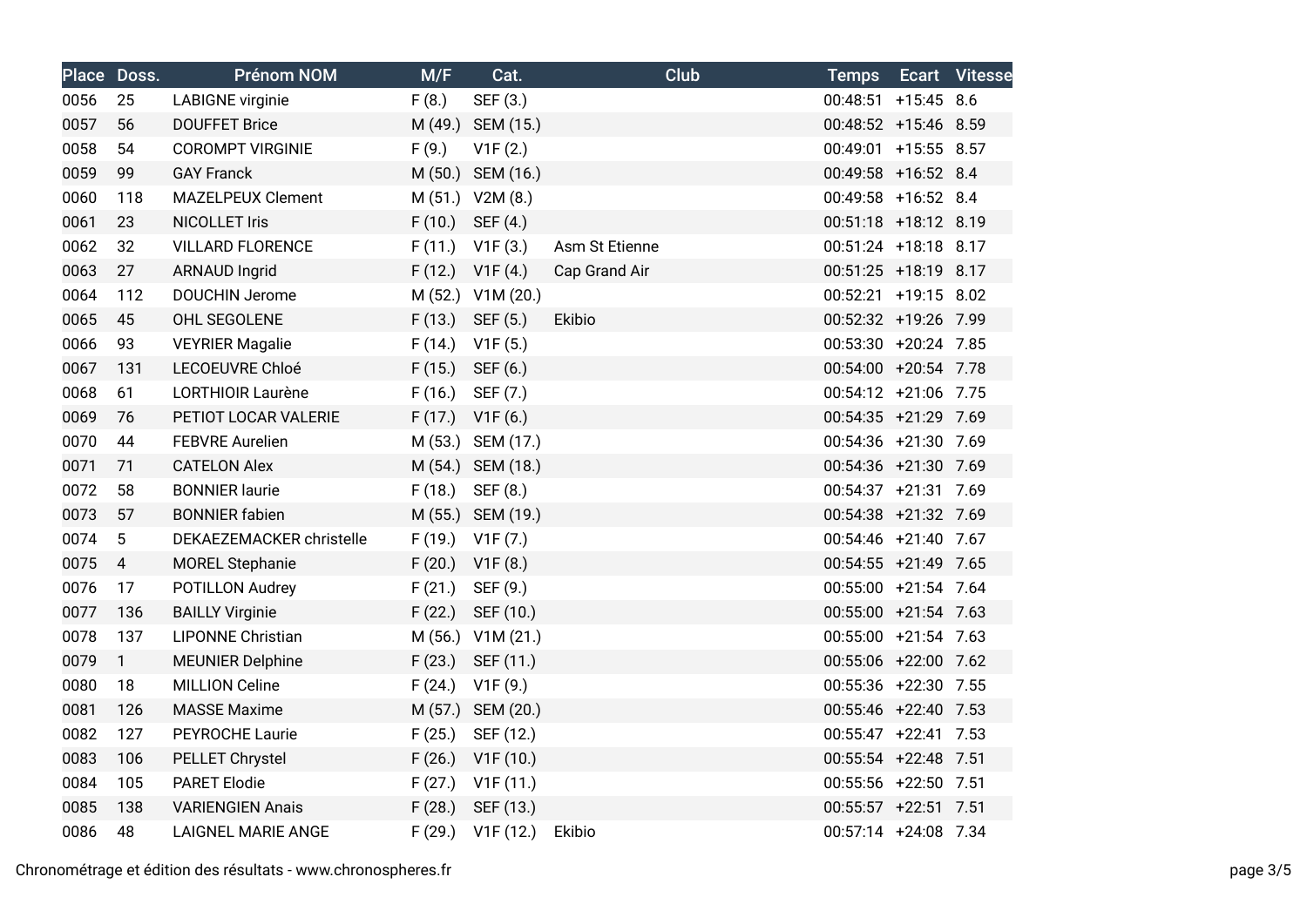| Place | Doss. | Prénom NOM | M/F | Cat. | Club | Temps | Ecart | Vitesse |
|---|---|---|---|---|---|---|---|---|
| 0056 | 25 | LABIGNE virginie | F (8.) | SEF (3.) | | 00:48:51 | +15:45 | 8.6 |
| 0057 | 56 | DOUFFET Brice | M (49.) | SEM (15.) | | 00:48:52 | +15:46 | 8.59 |
| 0058 | 54 | COROMPT VIRGINIE | F (9.) | V1F (2.) | | 00:49:01 | +15:55 | 8.57 |
| 0059 | 99 | GAY Franck | M (50.) | SEM (16.) | | 00:49:58 | +16:52 | 8.4 |
| 0060 | 118 | MAZELPEUX Clement | M (51.) | V2M (8.) | | 00:49:58 | +16:52 | 8.4 |
| 0061 | 23 | NICOLLET Iris | F (10.) | SEF (4.) | | 00:51:18 | +18:12 | 8.19 |
| 0062 | 32 | VILLARD FLORENCE | F (11.) | V1F (3.) | Asm St Etienne | 00:51:24 | +18:18 | 8.17 |
| 0063 | 27 | ARNAUD Ingrid | F (12.) | V1F (4.) | Cap Grand Air | 00:51:25 | +18:19 | 8.17 |
| 0064 | 112 | DOUCHIN Jerome | M (52.) | V1M (20.) | | 00:52:21 | +19:15 | 8.02 |
| 0065 | 45 | OHL SEGOLENE | F (13.) | SEF (5.) | Ekibio | 00:52:32 | +19:26 | 7.99 |
| 0066 | 93 | VEYRIER Magalie | F (14.) | V1F (5.) | | 00:53:30 | +20:24 | 7.85 |
| 0067 | 131 | LECOEUVRE Chloé | F (15.) | SEF (6.) | | 00:54:00 | +20:54 | 7.78 |
| 0068 | 61 | LORTHIOIR Laurène | F (16.) | SEF (7.) | | 00:54:12 | +21:06 | 7.75 |
| 0069 | 76 | PETIOT LOCAR VALERIE | F (17.) | V1F (6.) | | 00:54:35 | +21:29 | 7.69 |
| 0070 | 44 | FEBVRE Aurelien | M (53.) | SEM (17.) | | 00:54:36 | +21:30 | 7.69 |
| 0071 | 71 | CATELON Alex | M (54.) | SEM (18.) | | 00:54:36 | +21:30 | 7.69 |
| 0072 | 58 | BONNIER laurie | F (18.) | SEF (8.) | | 00:54:37 | +21:31 | 7.69 |
| 0073 | 57 | BONNIER fabien | M (55.) | SEM (19.) | | 00:54:38 | +21:32 | 7.69 |
| 0074 | 5 | DEKAEZEMACKER christelle | F (19.) | V1F (7.) | | 00:54:46 | +21:40 | 7.67 |
| 0075 | 4 | MOREL Stephanie | F (20.) | V1F (8.) | | 00:54:55 | +21:49 | 7.65 |
| 0076 | 17 | POTILLON Audrey | F (21.) | SEF (9.) | | 00:55:00 | +21:54 | 7.64 |
| 0077 | 136 | BAILLY Virginie | F (22.) | SEF (10.) | | 00:55:00 | +21:54 | 7.63 |
| 0078 | 137 | LIPONNE Christian | M (56.) | V1M (21.) | | 00:55:00 | +21:54 | 7.63 |
| 0079 | 1 | MEUNIER Delphine | F (23.) | SEF (11.) | | 00:55:06 | +22:00 | 7.62 |
| 0080 | 18 | MILLION Celine | F (24.) | V1F (9.) | | 00:55:36 | +22:30 | 7.55 |
| 0081 | 126 | MASSE Maxime | M (57.) | SEM (20.) | | 00:55:46 | +22:40 | 7.53 |
| 0082 | 127 | PEYROCHE Laurie | F (25.) | SEF (12.) | | 00:55:47 | +22:41 | 7.53 |
| 0083 | 106 | PELLET Chrystel | F (26.) | V1F (10.) | | 00:55:54 | +22:48 | 7.51 |
| 0084 | 105 | PARET Elodie | F (27.) | V1F (11.) | | 00:55:56 | +22:50 | 7.51 |
| 0085 | 138 | VARIENGIEN Anais | F (28.) | SEF (13.) | | 00:55:57 | +22:51 | 7.51 |
| 0086 | 48 | LAIGNEL MARIE ANGE | F (29.) | V1F (12.) | Ekibio | 00:57:14 | +24:08 | 7.34 |

Chronométrage et édition des résultats - www.chronospheres.fr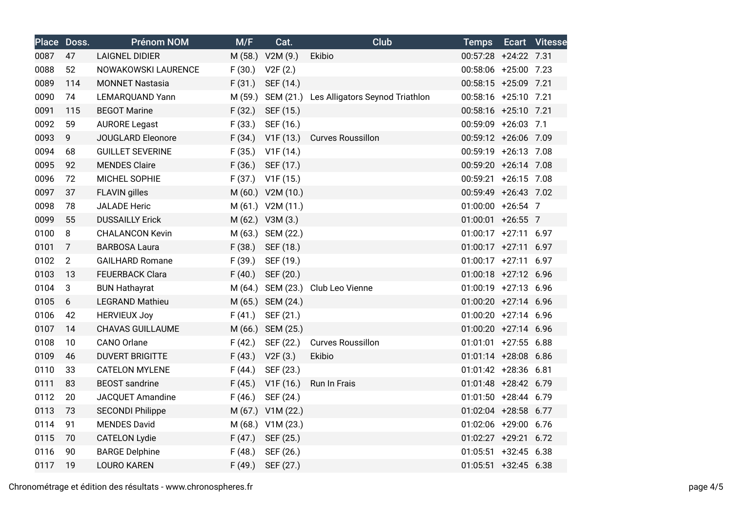| Place | Doss. | Prénom NOM | M/F | Cat. | Club | Temps | Ecart | Vitesse |
|---|---|---|---|---|---|---|---|---|
| 0087 | 47 | LAIGNEL DIDIER | M (58.) | V2M (9.) | Ekibio | 00:57:28 | +24:22 | 7.31 |
| 0088 | 52 | NOWAKOWSKI LAURENCE | F (30.) | V2F (2.) | | 00:58:06 | +25:00 | 7.23 |
| 0089 | 114 | MONNET Nastasia | F (31.) | SEF (14.) | | 00:58:15 | +25:09 | 7.21 |
| 0090 | 74 | LEMARQUAND Yann | M (59.) | SEM (21.) | Les Alligators Seynod Triathlon | 00:58:16 | +25:10 | 7.21 |
| 0091 | 115 | BEGOT Marine | F (32.) | SEF (15.) | | 00:58:16 | +25:10 | 7.21 |
| 0092 | 59 | AURORE Legast | F (33.) | SEF (16.) | | 00:59:09 | +26:03 | 7.1 |
| 0093 | 9 | JOUGLARD Eleonore | F (34.) | V1F (13.) | Curves Roussillon | 00:59:12 | +26:06 | 7.09 |
| 0094 | 68 | GUILLET SEVERINE | F (35.) | V1F (14.) | | 00:59:19 | +26:13 | 7.08 |
| 0095 | 92 | MENDES Claire | F (36.) | SEF (17.) | | 00:59:20 | +26:14 | 7.08 |
| 0096 | 72 | MICHEL SOPHIE | F (37.) | V1F (15.) | | 00:59:21 | +26:15 | 7.08 |
| 0097 | 37 | FLAVIN gilles | M (60.) | V2M (10.) | | 00:59:49 | +26:43 | 7.02 |
| 0098 | 78 | JALADE Heric | M (61.) | V2M (11.) | | 01:00:00 | +26:54 | 7 |
| 0099 | 55 | DUSSAILLY Erick | M (62.) | V3M (3.) | | 01:00:01 | +26:55 | 7 |
| 0100 | 8 | CHALANCON Kevin | M (63.) | SEM (22.) | | 01:00:17 | +27:11 | 6.97 |
| 0101 | 7 | BARBOSA Laura | F (38.) | SEF (18.) | | 01:00:17 | +27:11 | 6.97 |
| 0102 | 2 | GAILHARD Romane | F (39.) | SEF (19.) | | 01:00:17 | +27:11 | 6.97 |
| 0103 | 13 | FEUERBACK Clara | F (40.) | SEF (20.) | | 01:00:18 | +27:12 | 6.96 |
| 0104 | 3 | BUN Hathayrat | M (64.) | SEM (23.) | Club Leo Vienne | 01:00:19 | +27:13 | 6.96 |
| 0105 | 6 | LEGRAND Mathieu | M (65.) | SEM (24.) | | 01:00:20 | +27:14 | 6.96 |
| 0106 | 42 | HERVIEUX Joy | F (41.) | SEF (21.) | | 01:00:20 | +27:14 | 6.96 |
| 0107 | 14 | CHAVAS GUILLAUME | M (66.) | SEM (25.) | | 01:00:20 | +27:14 | 6.96 |
| 0108 | 10 | CANO Orlane | F (42.) | SEF (22.) | Curves Roussillon | 01:01:01 | +27:55 | 6.88 |
| 0109 | 46 | DUVERT BRIGITTE | F (43.) | V2F (3.) | Ekibio | 01:01:14 | +28:08 | 6.86 |
| 0110 | 33 | CATELON MYLENE | F (44.) | SEF (23.) | | 01:01:42 | +28:36 | 6.81 |
| 0111 | 83 | BEOST sandrine | F (45.) | V1F (16.) | Run In Frais | 01:01:48 | +28:42 | 6.79 |
| 0112 | 20 | JACQUET Amandine | F (46.) | SEF (24.) | | 01:01:50 | +28:44 | 6.79 |
| 0113 | 73 | SECONDI Philippe | M (67.) | V1M (22.) | | 01:02:04 | +28:58 | 6.77 |
| 0114 | 91 | MENDES David | M (68.) | V1M (23.) | | 01:02:06 | +29:00 | 6.76 |
| 0115 | 70 | CATELON Lydie | F (47.) | SEF (25.) | | 01:02:27 | +29:21 | 6.72 |
| 0116 | 90 | BARGE Delphine | F (48.) | SEF (26.) | | 01:05:51 | +32:45 | 6.38 |
| 0117 | 19 | LOURO KAREN | F (49.) | SEF (27.) | | 01:05:51 | +32:45 | 6.38 |

Chronométrage et édition des résultats - www.chronospheres.fr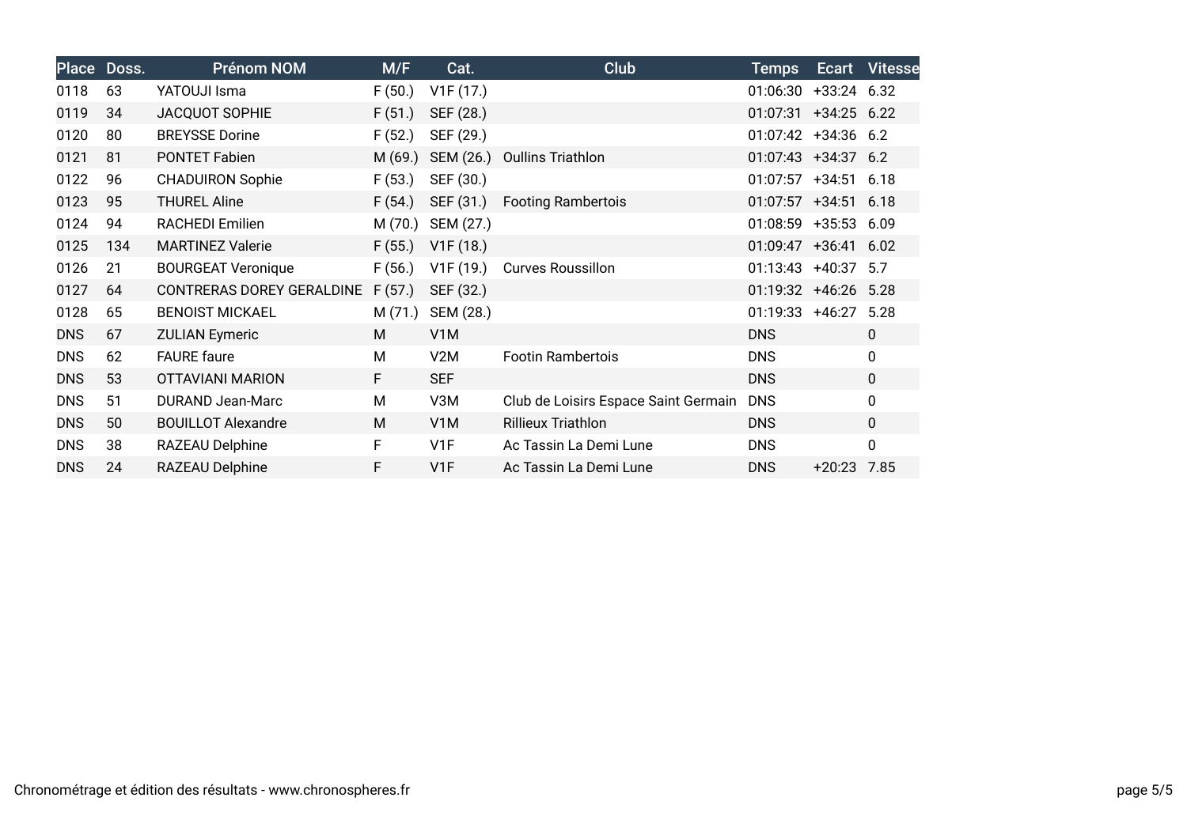| Place | Doss. | Prénom NOM | M/F | Cat. | Club | Temps | Ecart | Vitesse |
|---|---|---|---|---|---|---|---|---|
| 0118 | 63 | YATOUJI Isma | F (50.) | V1F (17.) | | 01:06:30 | +33:24 | 6.32 |
| 0119 | 34 | JACQUOT SOPHIE | F (51.) | SEF (28.) | | 01:07:31 | +34:25 | 6.22 |
| 0120 | 80 | BREYSSE Dorine | F (52.) | SEF (29.) | | 01:07:42 | +34:36 | 6.2 |
| 0121 | 81 | PONTET Fabien | M (69.) | SEM (26.) | Oullins Triathlon | 01:07:43 | +34:37 | 6.2 |
| 0122 | 96 | CHADUIRON Sophie | F (53.) | SEF (30.) | | 01:07:57 | +34:51 | 6.18 |
| 0123 | 95 | THUREL Aline | F (54.) | SEF (31.) | Footing Rambertois | 01:07:57 | +34:51 | 6.18 |
| 0124 | 94 | RACHEDI Emilien | M (70.) | SEM (27.) | | 01:08:59 | +35:53 | 6.09 |
| 0125 | 134 | MARTINEZ Valerie | F (55.) | V1F (18.) | | 01:09:47 | +36:41 | 6.02 |
| 0126 | 21 | BOURGEAT Veronique | F (56.) | V1F (19.) | Curves Roussillon | 01:13:43 | +40:37 | 5.7 |
| 0127 | 64 | CONTRERAS DOREY GERALDINE | F (57.) | SEF (32.) | | 01:19:32 | +46:26 | 5.28 |
| 0128 | 65 | BENOIST MICKAEL | M (71.) | SEM (28.) | | 01:19:33 | +46:27 | 5.28 |
| DNS | 67 | ZULIAN Eymeric | M | V1M | | DNS | | 0 |
| DNS | 62 | FAURE faure | M | V2M | Footin Rambertois | DNS | | 0 |
| DNS | 53 | OTTAVIANI MARION | F | SEF | | DNS | | 0 |
| DNS | 51 | DURAND Jean-Marc | M | V3M | Club de Loisirs Espace Saint Germain | DNS | | 0 |
| DNS | 50 | BOUILLOT Alexandre | M | V1M | Rillieux Triathlon | DNS | | 0 |
| DNS | 38 | RAZEAU Delphine | F | V1F | Ac Tassin La Demi Lune | DNS | | 0 |
| DNS | 24 | RAZEAU Delphine | F | V1F | Ac Tassin La Demi Lune | DNS | +20:23 | 7.85 |

Chronométrage et édition des résultats - www.chronospheres.fr